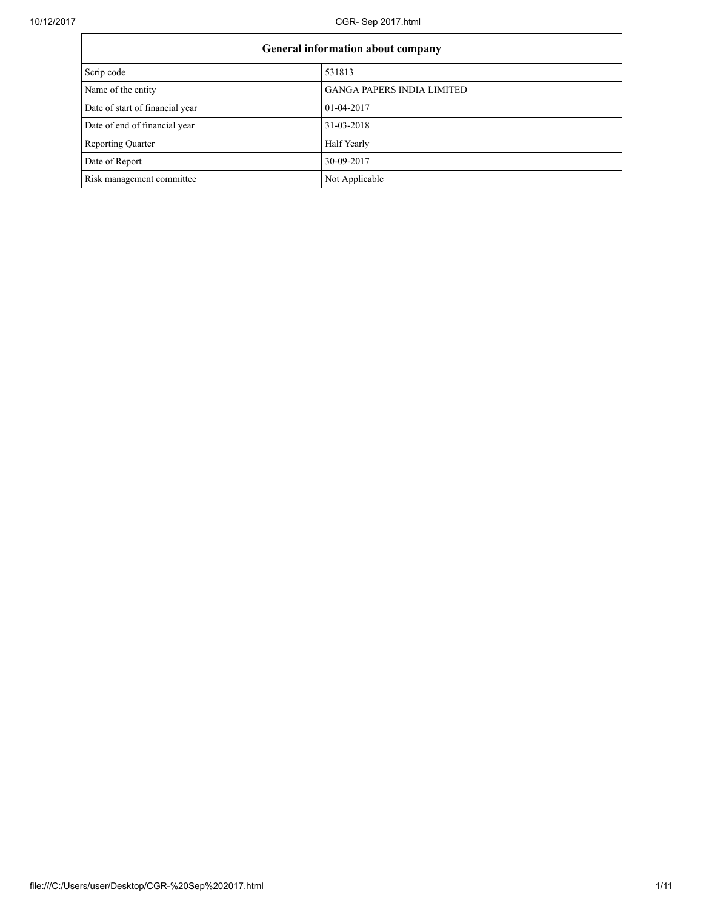| General information about company | |
|---|---|
| Scrip code | 531813 |
| Name of the entity | GANGA PAPERS INDIA LIMITED |
| Date of start of financial year | 01-04-2017 |
| Date of end of financial year | 31-03-2018 |
| Reporting Quarter | Half Yearly |
| Date of Report | 30-09-2017 |
| Risk management committee | Not Applicable |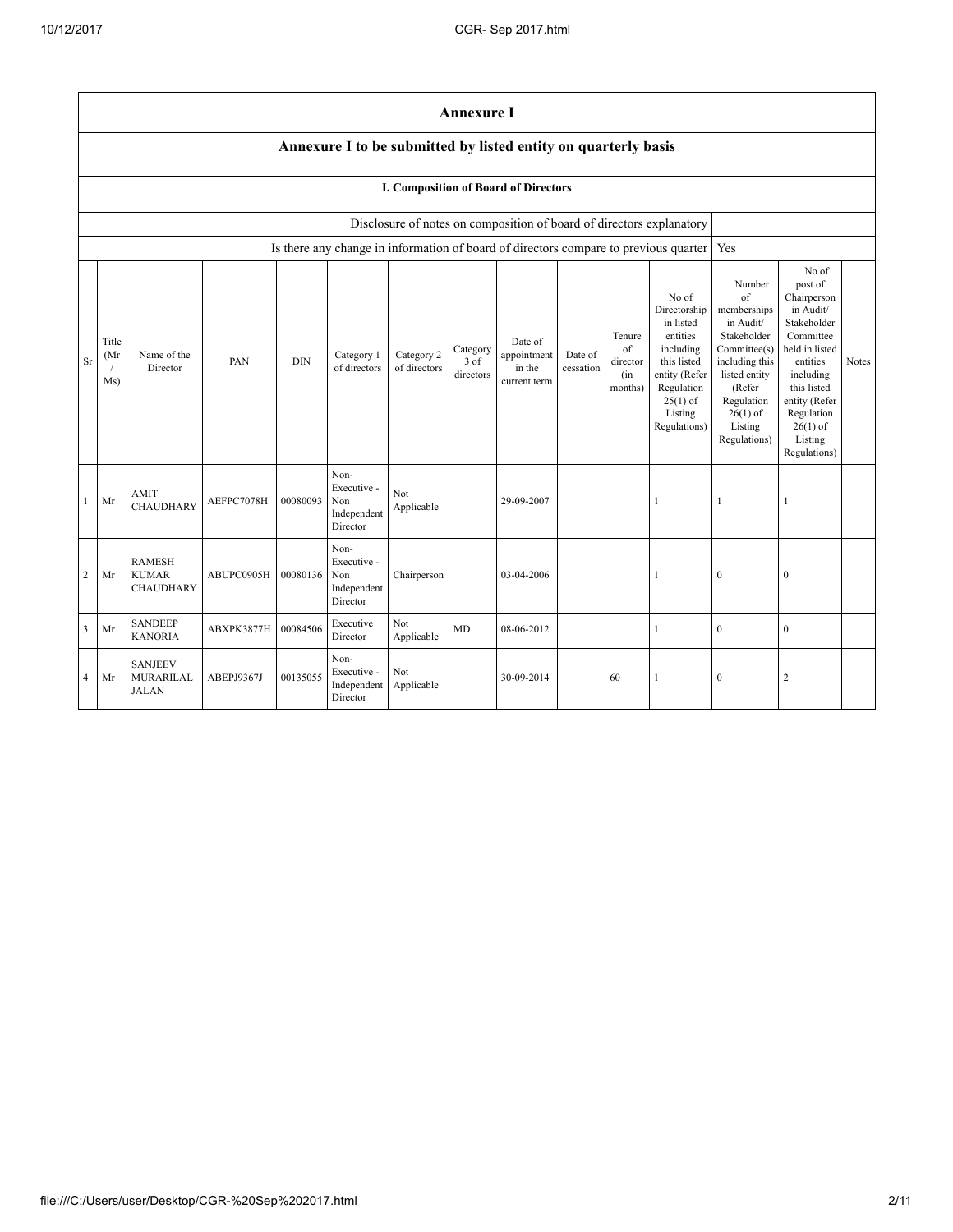# Annexure I

## Annexure I to be submitted by listed entity on quarterly basis

### I. Composition of Board of Directors

| Disclosure of notes on composition of board of directors explanatory | |
|---|---|
| Is there any change in information of board of directors compare to previous quarter | Yes |

| Sr | Title (Mr / Ms) | Name of the Director | PAN | DIN | Category 1 of directors | Category 2 of directors | Category 3 of directors | Date of appointment in the current term | Date of cessation | Tenure of director (in months) | No of Directorship in listed entities including this listed entity (Refer Regulation 25(1) of Listing Regulations) | Number of memberships in Audit/ Stakeholder Committee(s) including this listed entity (Refer Regulation 26(1) of Listing Regulations) | No of post of Chairperson in Audit/ Stakeholder Committee held in listed entities including this listed entity (Refer Regulation 26(1) of Listing Regulations) | Notes |
|---|---|---|---|---|---|---|---|---|---|---|---|---|---|---|
| 1 | Mr | AMIT CHAUDHARY | AEFPC7078H | 00080093 | Non-Executive - Non Independent Director | Not Applicable | | 29-09-2007 | | | 1 | 1 | 1 | |
| 2 | Mr | RAMESH KUMAR CHAUDHARY | ABUPC0905H | 00080136 | Non-Executive - Non Independent Director | Chairperson | | 03-04-2006 | | | 1 | 0 | 0 | |
| 3 | Mr | SANDEEP KANORIA | ABXPK3877H | 00084506 | Executive Director | Not Applicable | MD | 08-06-2012 | | | 1 | 0 | 0 | |
| 4 | Mr | SANJEEV MURARILAL JALAN | ABEPJ9367J | 00135055 | Non-Executive - Independent Director | Not Applicable | | 30-09-2014 | | 60 | 1 | 0 | 2 | |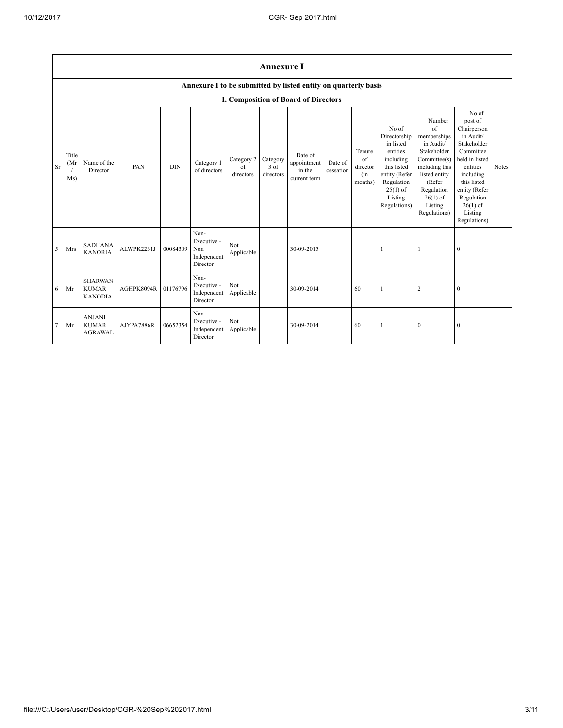## Annexure I

### Annexure I to be submitted by listed entity on quarterly basis

### I. Composition of Board of Directors

| Sr | Title (Mr / Ms) | Name of the Director | PAN | DIN | Category 1 of directors | Category 2 of directors | Category 3 of directors | Date of appointment in the current term | Date of cessation | Tenure of director (in months) | No of Directorship in listed entities including this listed entity (Refer Regulation 25(1) of Listing Regulations) | Number of memberships in Audit/ Stakeholder Committee(s) including this listed entity (Refer Regulation 26(1) of Listing Regulations) | No of post of Chairperson in Audit/ Stakeholder Committee held in listed entities including this listed entity (Refer Regulation 26(1) of Listing Regulations) | Notes |
|---|---|---|---|---|---|---|---|---|---|---|---|---|---|---|
| 5 | Mrs | SADHANA KANORIA | ALWPK2231J | 00084309 | Non-Executive - Non Independent Director | Not Applicable | | 30-09-2015 | | | 1 | 1 | 0 | |
| 6 | Mr | SHARWAN KUMAR KANODIA | AGHPK8094R | 01176796 | Non-Executive - Independent Director | Not Applicable | | 30-09-2014 | | 60 | 1 | 2 | 0 | |
| 7 | Mr | ANJANI KUMAR AGRAWAL | AJYPA7886R | 06652354 | Non-Executive - Independent Director | Not Applicable | | 30-09-2014 | | 60 | 1 | 0 | 0 | |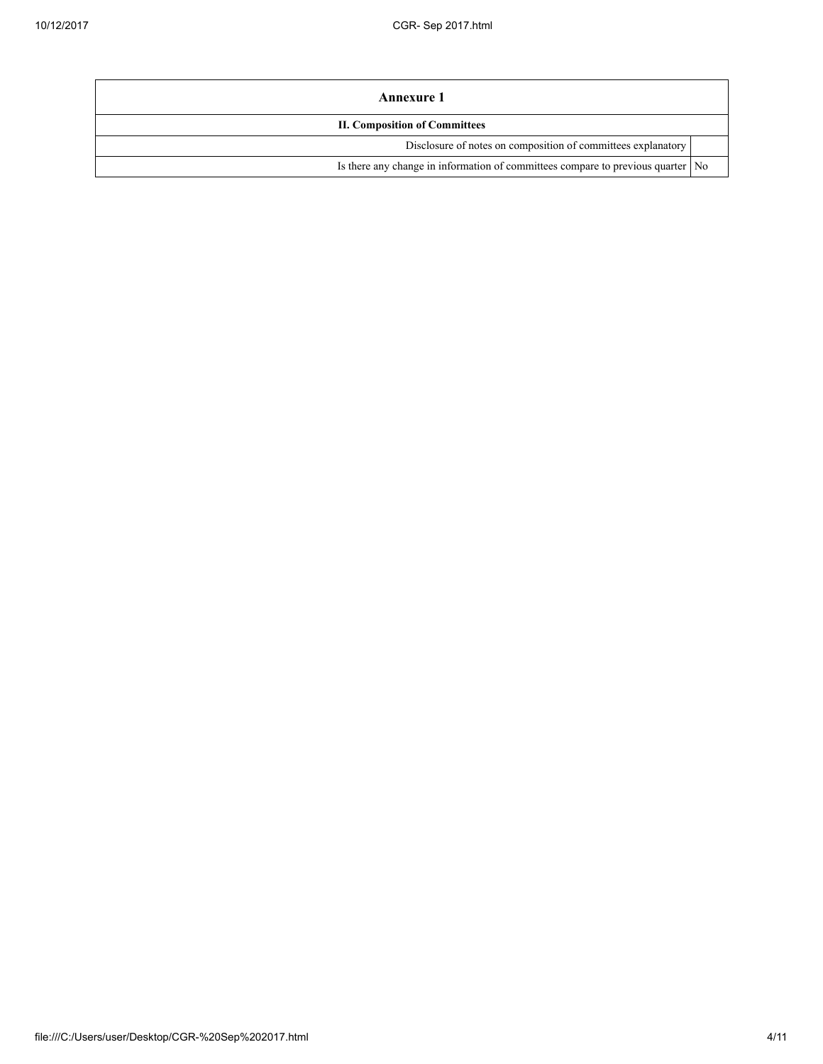| Annexure 1 | |
|---|---|
| **II. Composition of Committees** | |
| Disclosure of notes on composition of committees explanatory | |
| Is there any change in information of committees compare to previous quarter | No |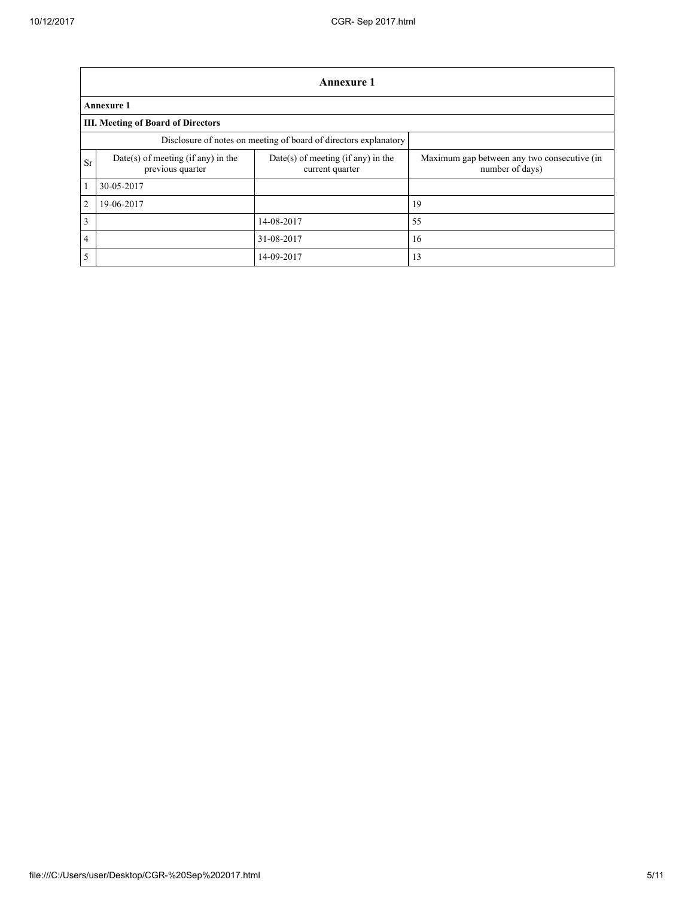| Annexure 1 | | | |
|---|---|---|---|
| **Annexure 1** | | | |
| **III. Meeting of Board of Directors** | | | |
| Disclosure of notes on meeting of board of directors explanatory | | | |
| Sr | Date(s) of meeting (if any) in the previous quarter | Date(s) of meeting (if any) in the current quarter | Maximum gap between any two consecutive (in number of days) |
| 1 | 30-05-2017 | | |
| 2 | 19-06-2017 | | 19 |
| 3 | | 14-08-2017 | 55 |
| 4 | | 31-08-2017 | 16 |
| 5 | | 14-09-2017 | 13 |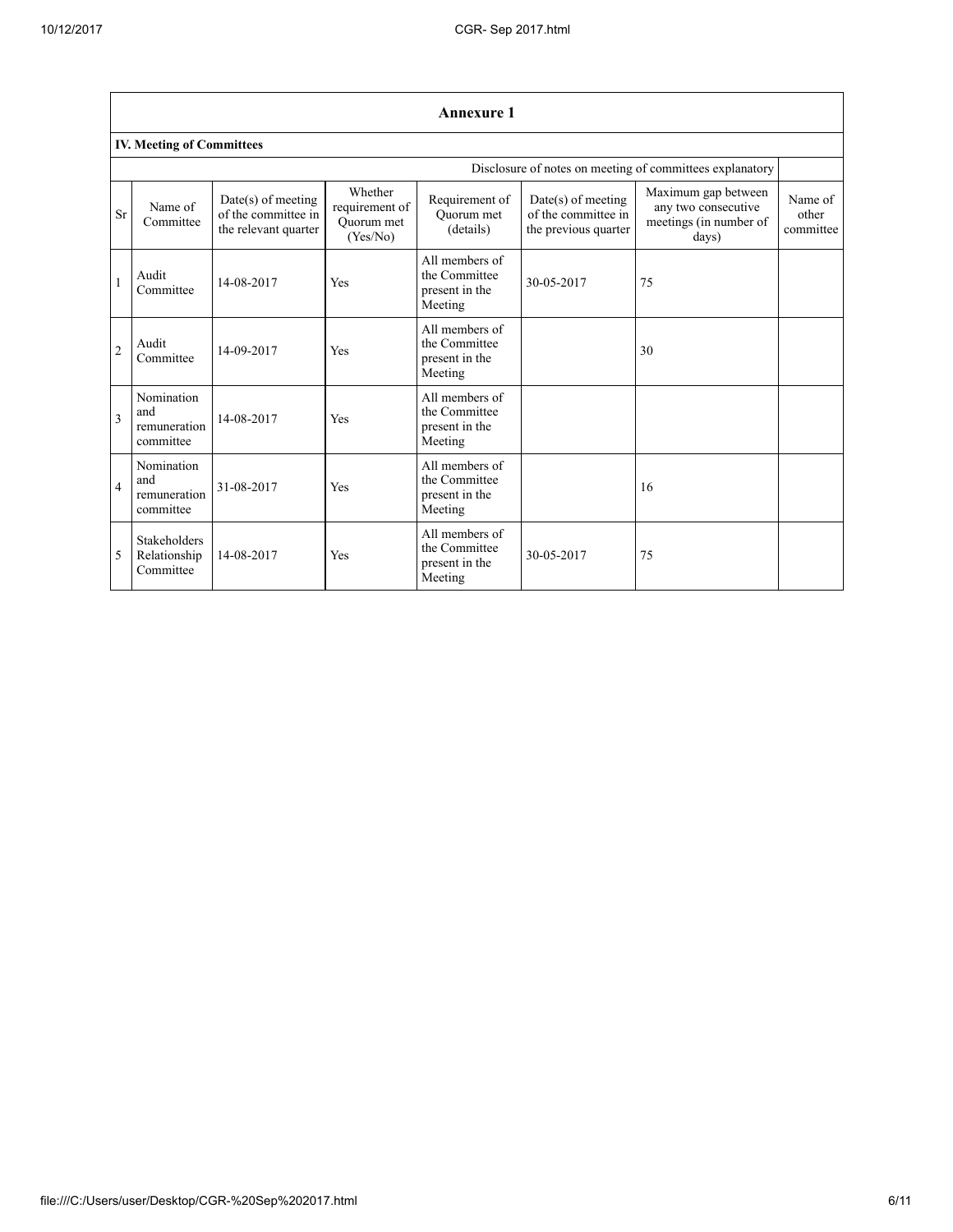## Annexure 1

### IV. Meeting of Committees

Disclosure of notes on meeting of committees explanatory

| Sr | Name of Committee | Date(s) of meeting of the committee in the relevant quarter | Whether requirement of Quorum met (Yes/No) | Requirement of Quorum met (details) | Date(s) of meeting of the committee in the previous quarter | Maximum gap between any two consecutive meetings (in number of days) | Name of other committee |
|---|---|---|---|---|---|---|---|
| 1 | Audit Committee | 14-08-2017 | Yes | All members of the Committee present in the Meeting | 30-05-2017 | 75 | |
| 2 | Audit Committee | 14-09-2017 | Yes | All members of the Committee present in the Meeting | | 30 | |
| 3 | Nomination and remuneration committee | 14-08-2017 | Yes | All members of the Committee present in the Meeting | | | |
| 4 | Nomination and remuneration committee | 31-08-2017 | Yes | All members of the Committee present in the Meeting | | 16 | |
| 5 | Stakeholders Relationship Committee | 14-08-2017 | Yes | All members of the Committee present in the Meeting | 30-05-2017 | 75 | |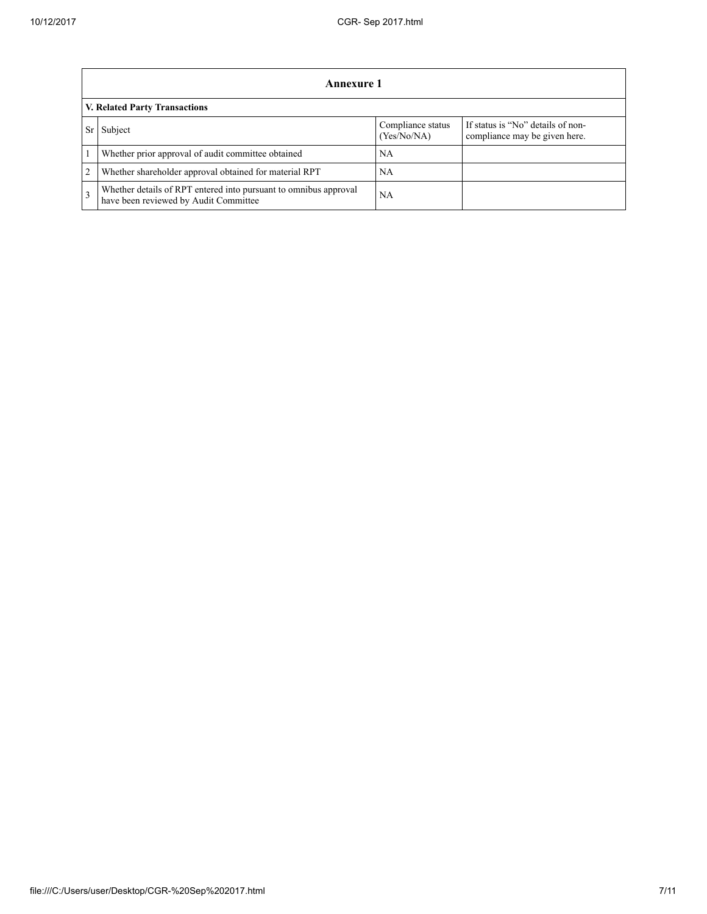## Annexure 1

### V. Related Party Transactions

| Sr | Subject | Compliance status (Yes/No/NA) | If status is "No" details of non-compliance may be given here. |
|---|---|---|---|
| 1 | Whether prior approval of audit committee obtained | NA | |
| 2 | Whether shareholder approval obtained for material RPT | NA | |
| 3 | Whether details of RPT entered into pursuant to omnibus approval have been reviewed by Audit Committee | NA | |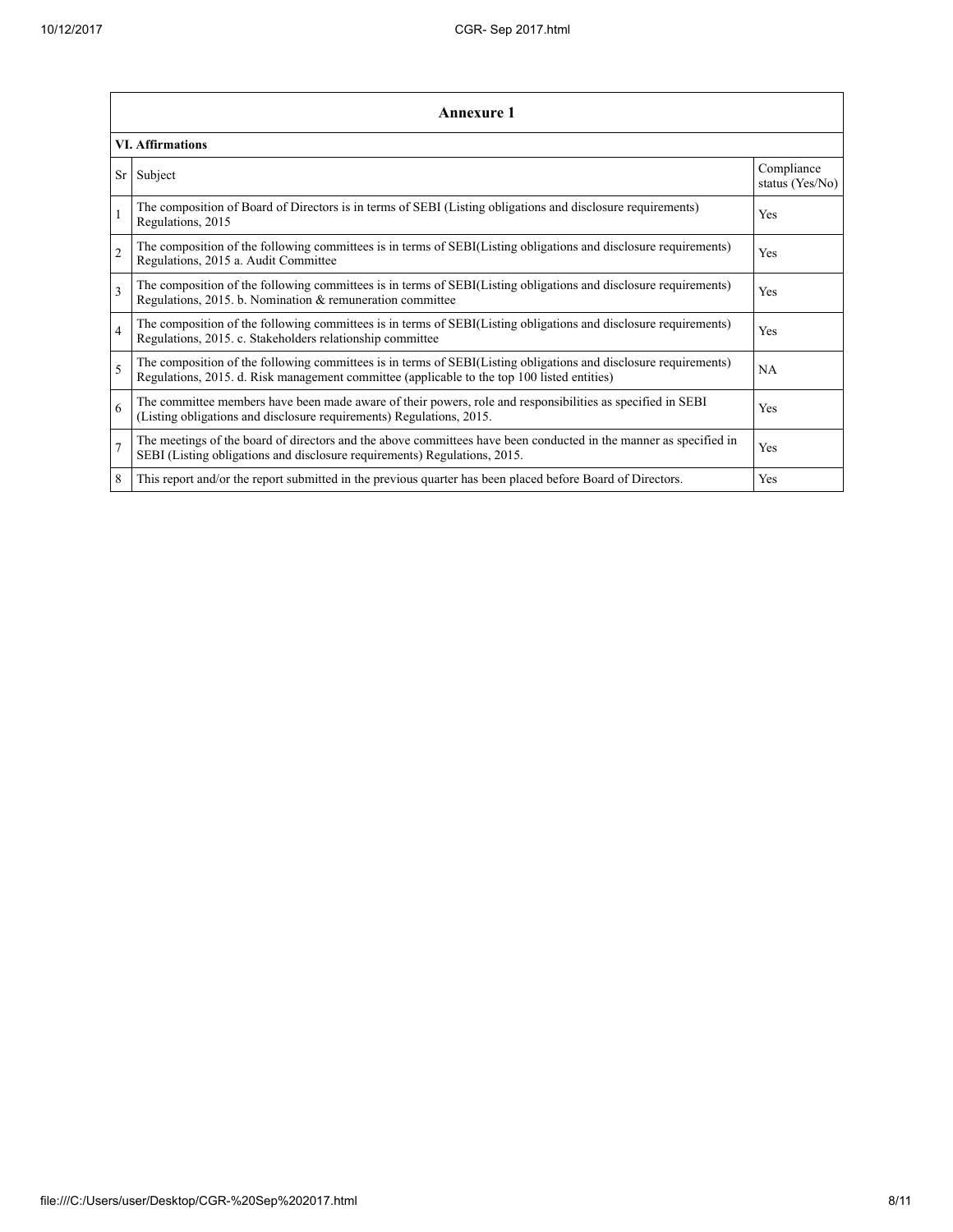## Annexure 1

### VI. Affirmations

| Sr | Subject | Compliance status (Yes/No) |
|---|---|---|
| 1 | The composition of Board of Directors is in terms of SEBI (Listing obligations and disclosure requirements) Regulations, 2015 | Yes |
| 2 | The composition of the following committees is in terms of SEBI(Listing obligations and disclosure requirements) Regulations, 2015 a. Audit Committee | Yes |
| 3 | The composition of the following committees is in terms of SEBI(Listing obligations and disclosure requirements) Regulations, 2015. b. Nomination & remuneration committee | Yes |
| 4 | The composition of the following committees is in terms of SEBI(Listing obligations and disclosure requirements) Regulations, 2015. c. Stakeholders relationship committee | Yes |
| 5 | The composition of the following committees is in terms of SEBI(Listing obligations and disclosure requirements) Regulations, 2015. d. Risk management committee (applicable to the top 100 listed entities) | NA |
| 6 | The committee members have been made aware of their powers, role and responsibilities as specified in SEBI (Listing obligations and disclosure requirements) Regulations, 2015. | Yes |
| 7 | The meetings of the board of directors and the above committees have been conducted in the manner as specified in SEBI (Listing obligations and disclosure requirements) Regulations, 2015. | Yes |
| 8 | This report and/or the report submitted in the previous quarter has been placed before Board of Directors. | Yes |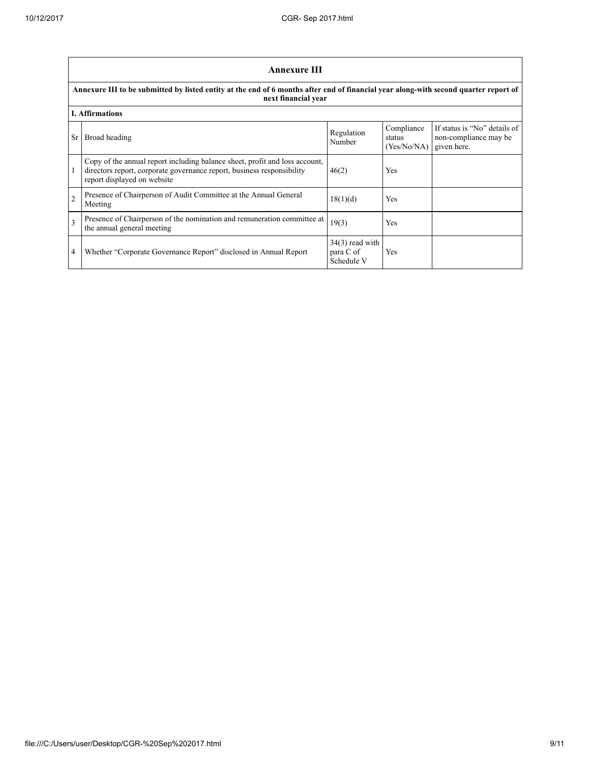## Annexure III

**Annexure III to be submitted by listed entity at the end of 6 months after end of financial year along-with second quarter report of next financial year**

**I. Affirmations**

| Sr | Broad heading | Regulation Number | Compliance status (Yes/No/NA) | If status is "No" details of non-compliance may be given here. |
|---|---|---|---|---|
| 1 | Copy of the annual report including balance sheet, profit and loss account, directors report, corporate governance report, business responsibility report displayed on website | 46(2) | Yes | |
| 2 | Presence of Chairperson of Audit Committee at the Annual General Meeting | 18(1)(d) | Yes | |
| 3 | Presence of Chairperson of the nomination and remuneration committee at the annual general meeting | 19(3) | Yes | |
| 4 | Whether "Corporate Governance Report" disclosed in Annual Report | 34(3) read with para C of Schedule V | Yes | |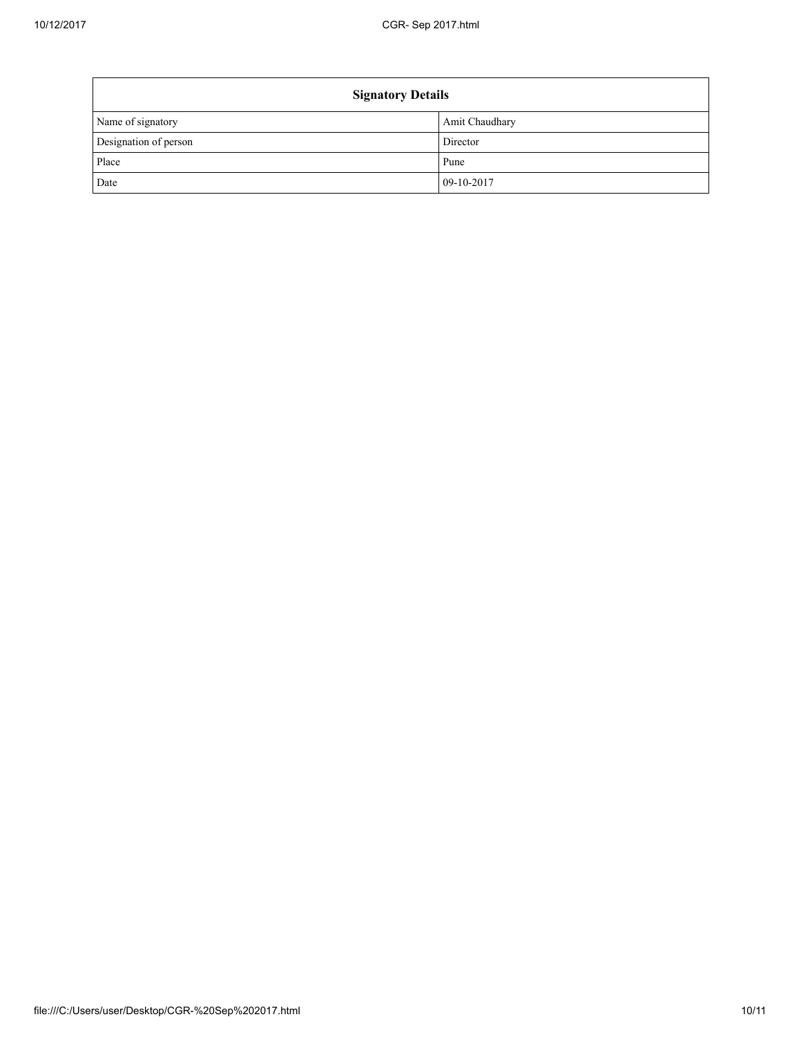| Signatory Details | |
| --- | --- |
| Name of signatory | Amit Chaudhary |
| Designation of person | Director |
| Place | Pune |
| Date | 09-10-2017 |